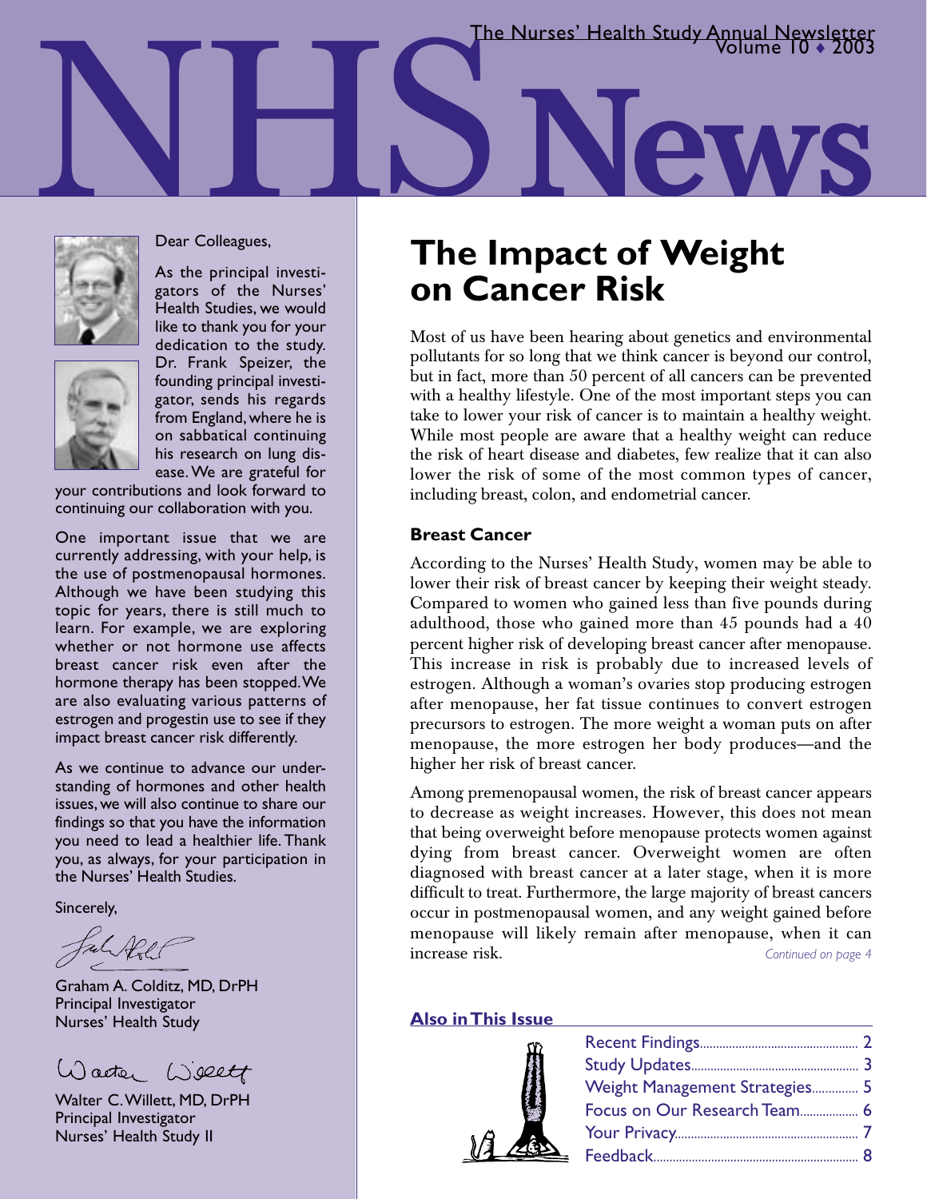# NHS News

The Nurses' Health Study Annual Newsletter
Volume 10 ♦ 2003

Dear Colleagues,

As the principal investigators of the Nurses' Health Studies, we would like to thank you for your dedication to the study. Dr. Frank Speizer, the founding principal investigator, sends his regards from England, where he is on sabbatical continuing his research on lung disease. We are grateful for your contributions and look forward to continuing our collaboration with you.

One important issue that we are currently addressing, with your help, is the use of postmenopausal hormones. Although we have been studying this topic for years, there is still much to learn. For example, we are exploring whether or not hormone use affects breast cancer risk even after the hormone therapy has been stopped. We are also evaluating various patterns of estrogen and progestin use to see if they impact breast cancer risk differently.

As we continue to advance our understanding of hormones and other health issues, we will also continue to share our findings so that you have the information you need to lead a healthier life. Thank you, as always, for your participation in the Nurses' Health Studies.

Sincerely,

Graham A. Colditz, MD, DrPH
Principal Investigator
Nurses' Health Study

Walter C. Willett, MD, DrPH
Principal Investigator
Nurses' Health Study II

## The Impact of Weight on Cancer Risk

Most of us have been hearing about genetics and environmental pollutants for so long that we think cancer is beyond our control, but in fact, more than 50 percent of all cancers can be prevented with a healthy lifestyle. One of the most important steps you can take to lower your risk of cancer is to maintain a healthy weight. While most people are aware that a healthy weight can reduce the risk of heart disease and diabetes, few realize that it can also lower the risk of some of the most common types of cancer, including breast, colon, and endometrial cancer.

### Breast Cancer

According to the Nurses' Health Study, women may be able to lower their risk of breast cancer by keeping their weight steady. Compared to women who gained less than five pounds during adulthood, those who gained more than 45 pounds had a 40 percent higher risk of developing breast cancer after menopause. This increase in risk is probably due to increased levels of estrogen. Although a woman's ovaries stop producing estrogen after menopause, her fat tissue continues to convert estrogen precursors to estrogen. The more weight a woman puts on after menopause, the more estrogen her body produces—and the higher her risk of breast cancer.

Among premenopausal women, the risk of breast cancer appears to decrease as weight increases. However, this does not mean that being overweight before menopause protects women against dying from breast cancer. Overweight women are often diagnosed with breast cancer at a later stage, when it is more difficult to treat. Furthermore, the large majority of breast cancers occur in postmenopausal women, and any weight gained before menopause will likely remain after menopause, when it can increase risk.

*Continued on page 4*

### Also in This Issue

- Recent Findings ........ 2
- Study Updates ........ 3
- Weight Management Strategies ........ 5
- Focus on Our Research Team ........ 6
- Your Privacy ........ 7
- Feedback ........ 8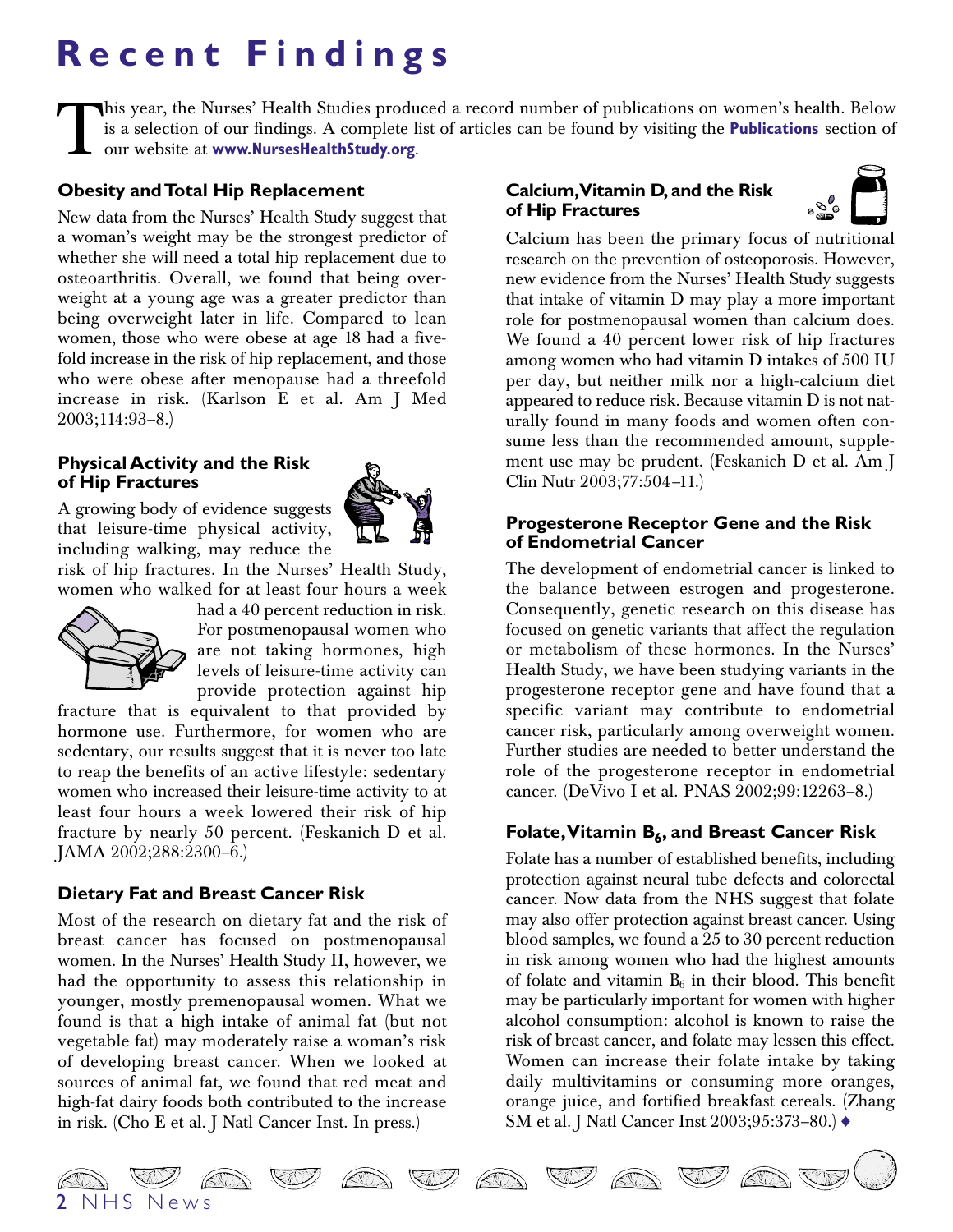# Recent Findings

This year, the Nurses' Health Studies produced a record number of publications on women's health. Below is a selection of our findings. A complete list of articles can be found by visiting the **Publications** section of our website at **www.NursesHealthStudy.org**.

### Obesity and Total Hip Replacement

New data from the Nurses' Health Study suggest that a woman's weight may be the strongest predictor of whether she will need a total hip replacement due to osteoarthritis. Overall, we found that being overweight at a young age was a greater predictor than being overweight later in life. Compared to lean women, those who were obese at age 18 had a five-fold increase in the risk of hip replacement, and those who were obese after menopause had a threefold increase in risk. (Karlson E et al. Am J Med 2003;114:93–8.)

### Physical Activity and the Risk of Hip Fractures

A growing body of evidence suggests that leisure-time physical activity, including walking, may reduce the risk of hip fractures. In the Nurses' Health Study, women who walked for at least four hours a week had a 40 percent reduction in risk. For postmenopausal women who are not taking hormones, high levels of leisure-time activity can provide protection against hip fracture that is equivalent to that provided by hormone use. Furthermore, for women who are sedentary, our results suggest that it is never too late to reap the benefits of an active lifestyle: sedentary women who increased their leisure-time activity to at least four hours a week lowered their risk of hip fracture by nearly 50 percent. (Feskanich D et al. JAMA 2002;288:2300–6.)

### Dietary Fat and Breast Cancer Risk

Most of the research on dietary fat and the risk of breast cancer has focused on postmenopausal women. In the Nurses' Health Study II, however, we had the opportunity to assess this relationship in younger, mostly premenopausal women. What we found is that a high intake of animal fat (but not vegetable fat) may moderately raise a woman's risk of developing breast cancer. When we looked at sources of animal fat, we found that red meat and high-fat dairy foods both contributed to the increase in risk. (Cho E et al. J Natl Cancer Inst. In press.)

### Calcium, Vitamin D, and the Risk of Hip Fractures

Calcium has been the primary focus of nutritional research on the prevention of osteoporosis. However, new evidence from the Nurses' Health Study suggests that intake of vitamin D may play a more important role for postmenopausal women than calcium does. We found a 40 percent lower risk of hip fractures among women who had vitamin D intakes of 500 IU per day, but neither milk nor a high-calcium diet appeared to reduce risk. Because vitamin D is not naturally found in many foods and women often consume less than the recommended amount, supplement use may be prudent. (Feskanich D et al. Am J Clin Nutr 2003;77:504–11.)

### Progesterone Receptor Gene and the Risk of Endometrial Cancer

The development of endometrial cancer is linked to the balance between estrogen and progesterone. Consequently, genetic research on this disease has focused on genetic variants that affect the regulation or metabolism of these hormones. In the Nurses' Health Study, we have been studying variants in the progesterone receptor gene and have found that a specific variant may contribute to endometrial cancer risk, particularly among overweight women. Further studies are needed to better understand the role of the progesterone receptor in endometrial cancer. (DeVivo I et al. PNAS 2002;99:12263–8.)

### Folate, Vitamin $B_6$, and Breast Cancer Risk

Folate has a number of established benefits, including protection against neural tube defects and colorectal cancer. Now data from the NHS suggest that folate may also offer protection against breast cancer. Using blood samples, we found a 25 to 30 percent reduction in risk among women who had the highest amounts of folate and vitamin $B_6$ in their blood. This benefit may be particularly important for women with higher alcohol consumption: alcohol is known to raise the risk of breast cancer, and folate may lessen this effect. Women can increase their folate intake by taking daily multivitamins or consuming more oranges, orange juice, and fortified breakfast cereals. (Zhang SM et al. J Natl Cancer Inst 2003;95:373–80.) ♦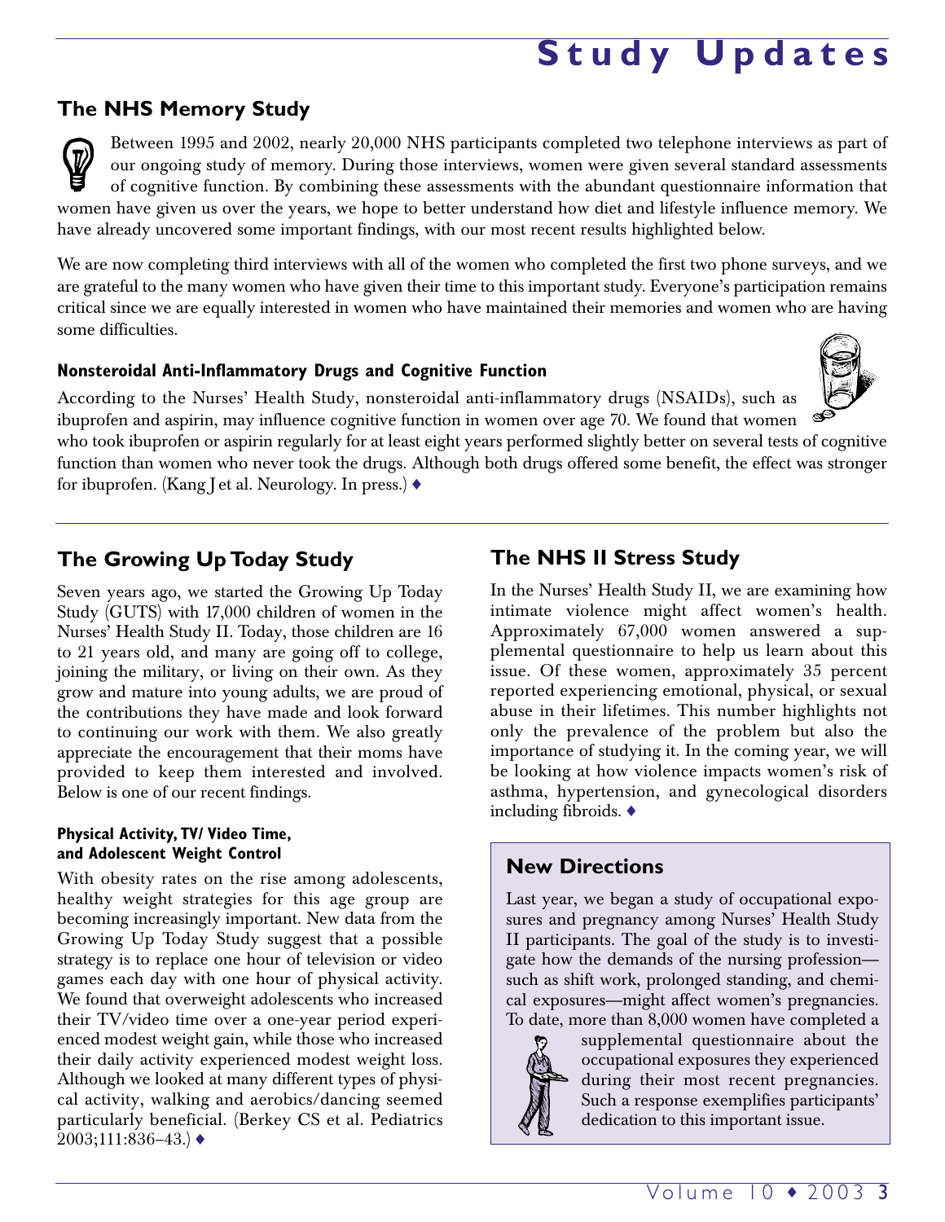# Study Updates

## The NHS Memory Study

Between 1995 and 2002, nearly 20,000 NHS participants completed two telephone interviews as part of our ongoing study of memory. During those interviews, women were given several standard assessments of cognitive function. By combining these assessments with the abundant questionnaire information that women have given us over the years, we hope to better understand how diet and lifestyle influence memory. We have already uncovered some important findings, with our most recent results highlighted below.

We are now completing third interviews with all of the women who completed the first two phone surveys, and we are grateful to the many women who have given their time to this important study. Everyone's participation remains critical since we are equally interested in women who have maintained their memories and women who are having some difficulties.

#### Nonsteroidal Anti-Inflammatory Drugs and Cognitive Function

According to the Nurses' Health Study, nonsteroidal anti-inflammatory drugs (NSAIDs), such as ibuprofen and aspirin, may influence cognitive function in women over age 70. We found that women who took ibuprofen or aspirin regularly for at least eight years performed slightly better on several tests of cognitive function than women who never took the drugs. Although both drugs offered some benefit, the effect was stronger for ibuprofen. (Kang J et al. Neurology. In press.) ♦

## The Growing Up Today Study

Seven years ago, we started the Growing Up Today Study (GUTS) with 17,000 children of women in the Nurses' Health Study II. Today, those children are 16 to 21 years old, and many are going off to college, joining the military, or living on their own. As they grow and mature into young adults, we are proud of the contributions they have made and look forward to continuing our work with them. We also greatly appreciate the encouragement that their moms have provided to keep them interested and involved. Below is one of our recent findings.

#### Physical Activity, TV/ Video Time, and Adolescent Weight Control

With obesity rates on the rise among adolescents, healthy weight strategies for this age group are becoming increasingly important. New data from the Growing Up Today Study suggest that a possible strategy is to replace one hour of television or video games each day with one hour of physical activity. We found that overweight adolescents who increased their TV/video time over a one-year period experienced modest weight gain, while those who increased their daily activity experienced modest weight loss. Although we looked at many different types of physical activity, walking and aerobics/dancing seemed particularly beneficial. (Berkey CS et al. Pediatrics 2003;111:836–43.) ♦

## The NHS II Stress Study

In the Nurses' Health Study II, we are examining how intimate violence might affect women's health. Approximately 67,000 women answered a supplemental questionnaire to help us learn about this issue. Of these women, approximately 35 percent reported experiencing emotional, physical, or sexual abuse in their lifetimes. This number highlights not only the prevalence of the problem but also the importance of studying it. In the coming year, we will be looking at how violence impacts women's risk of asthma, hypertension, and gynecological disorders including fibroids. ♦

## New Directions

Last year, we began a study of occupational exposures and pregnancy among Nurses' Health Study II participants. The goal of the study is to investigate how the demands of the nursing profession—such as shift work, prolonged standing, and chemical exposures—might affect women's pregnancies. To date, more than 8,000 women have completed a supplemental questionnaire about the occupational exposures they experienced during their most recent pregnancies. Such a response exemplifies participants' dedication to this important issue.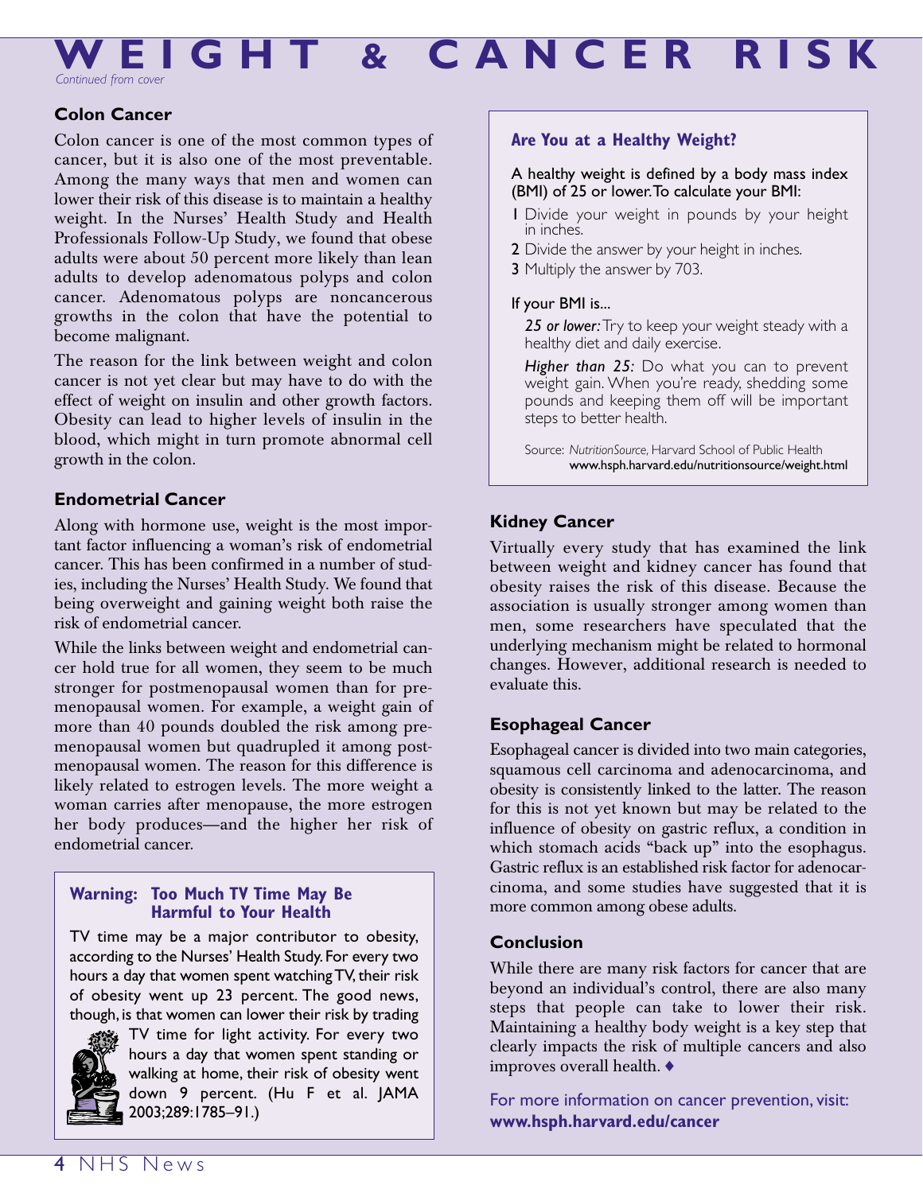# WEIGHT & CANCER RISK

*Continued from cover*

## Colon Cancer

Colon cancer is one of the most common types of cancer, but it is also one of the most preventable. Among the many ways that men and women can lower their risk of this disease is to maintain a healthy weight. In the Nurses' Health Study and Health Professionals Follow-Up Study, we found that obese adults were about 50 percent more likely than lean adults to develop adenomatous polyps and colon cancer. Adenomatous polyps are noncancerous growths in the colon that have the potential to become malignant.

The reason for the link between weight and colon cancer is not yet clear but may have to do with the effect of weight on insulin and other growth factors. Obesity can lead to higher levels of insulin in the blood, which might in turn promote abnormal cell growth in the colon.

## Endometrial Cancer

Along with hormone use, weight is the most important factor influencing a woman's risk of endometrial cancer. This has been confirmed in a number of studies, including the Nurses' Health Study. We found that being overweight and gaining weight both raise the risk of endometrial cancer.

While the links between weight and endometrial cancer hold true for all women, they seem to be much stronger for postmenopausal women than for premenopausal women. For example, a weight gain of more than 40 pounds doubled the risk among premenopausal women but quadrupled it among postmenopausal women. The reason for this difference is likely related to estrogen levels. The more weight a woman carries after menopause, the more estrogen her body produces—and the higher her risk of endometrial cancer.

### Warning: Too Much TV Time May Be Harmful to Your Health

TV time may be a major contributor to obesity, according to the Nurses' Health Study. For every two hours a day that women spent watching TV, their risk of obesity went up 23 percent. The good news, though, is that women can lower their risk by trading TV time for light activity. For every two hours a day that women spent standing or walking at home, their risk of obesity went down 9 percent. (Hu F et al. JAMA 2003;289:1785–91.)

### Are You at a Healthy Weight?

A healthy weight is defined by a body mass index (BMI) of 25 or lower. To calculate your BMI:

1. Divide your weight in pounds by your height in inches.
2. Divide the answer by your height in inches.
3. Multiply the answer by 703.

If your BMI is...

*25 or lower:* Try to keep your weight steady with a healthy diet and daily exercise.

*Higher than 25:* Do what you can to prevent weight gain. When you're ready, shedding some pounds and keeping them off will be important steps to better health.

Source: *NutritionSource*, Harvard School of Public Health www.hsph.harvard.edu/nutritionsource/weight.html

## Kidney Cancer

Virtually every study that has examined the link between weight and kidney cancer has found that obesity raises the risk of this disease. Because the association is usually stronger among women than men, some researchers have speculated that the underlying mechanism might be related to hormonal changes. However, additional research is needed to evaluate this.

## Esophageal Cancer

Esophageal cancer is divided into two main categories, squamous cell carcinoma and adenocarcinoma, and obesity is consistently linked to the latter. The reason for this is not yet known but may be related to the influence of obesity on gastric reflux, a condition in which stomach acids "back up" into the esophagus. Gastric reflux is an established risk factor for adenocarcinoma, and some studies have suggested that it is more common among obese adults.

## Conclusion

While there are many risk factors for cancer that are beyond an individual's control, there are also many steps that people can take to lower their risk. Maintaining a healthy body weight is a key step that clearly impacts the risk of multiple cancers and also improves overall health. ♦

For more information on cancer prevention, visit: **www.hsph.harvard.edu/cancer**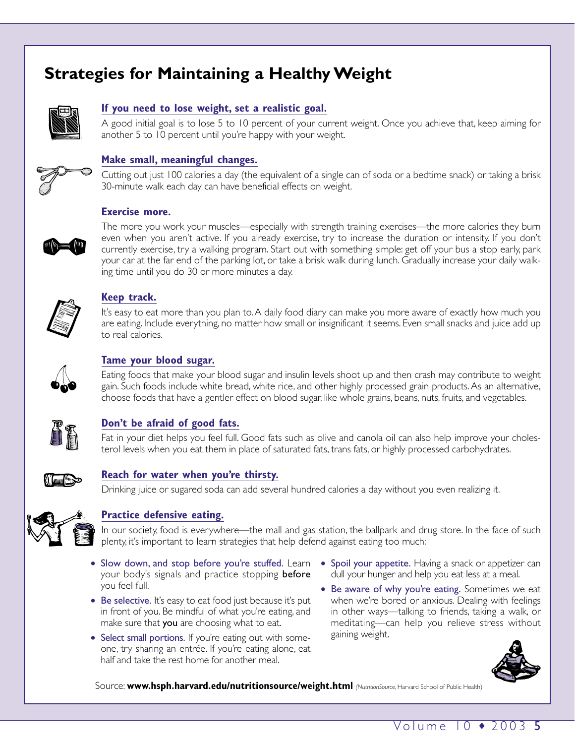# Strategies for Maintaining a Healthy Weight

### If you need to lose weight, set a realistic goal.

A good initial goal is to lose 5 to 10 percent of your current weight. Once you achieve that, keep aiming for another 5 to 10 percent until you're happy with your weight.

### Make small, meaningful changes.

Cutting out just 100 calories a day (the equivalent of a single can of soda or a bedtime snack) or taking a brisk 30-minute walk each day can have beneficial effects on weight.

### Exercise more.

The more you work your muscles—especially with strength training exercises—the more calories they burn even when you aren't active. If you already exercise, try to increase the duration or intensity. If you don't currently exercise, try a walking program. Start out with something simple: get off your bus a stop early, park your car at the far end of the parking lot, or take a brisk walk during lunch. Gradually increase your daily walking time until you do 30 or more minutes a day.

### Keep track.

It's easy to eat more than you plan to. A daily food diary can make you more aware of exactly how much you are eating. Include everything, no matter how small or insignificant it seems. Even small snacks and juice add up to real calories.

### Tame your blood sugar.

Eating foods that make your blood sugar and insulin levels shoot up and then crash may contribute to weight gain. Such foods include white bread, white rice, and other highly processed grain products. As an alternative, choose foods that have a gentler effect on blood sugar, like whole grains, beans, nuts, fruits, and vegetables.

### Don't be afraid of good fats.

Fat in your diet helps you feel full. Good fats such as olive and canola oil can also help improve your cholesterol levels when you eat them in place of saturated fats, trans fats, or highly processed carbohydrates.

### Reach for water when you're thirsty.

Drinking juice or sugared soda can add several hundred calories a day without you even realizing it.

### Practice defensive eating.

In our society, food is everywhere—the mall and gas station, the ballpark and drug store. In the face of such plenty, it's important to learn strategies that help defend against eating too much:

- Slow down, and stop before you're stuffed. Learn your body's signals and practice stopping **before** you feel full.
- Be selective. It's easy to eat food just because it's put in front of you. Be mindful of what you're eating, and make sure that **you** are choosing what to eat.
- Select small portions. If you're eating out with someone, try sharing an entrée. If you're eating alone, eat half and take the rest home for another meal.
- Spoil your appetite. Having a snack or appetizer can dull your hunger and help you eat less at a meal.
- Be aware of why you're eating. Sometimes we eat when we're bored or anxious. Dealing with feelings in other ways—talking to friends, taking a walk, or meditating—can help you relieve stress without gaining weight.

Source: **www.hsph.harvard.edu/nutritionsource/weight.html** *(NutritionSource*, Harvard School of Public Health)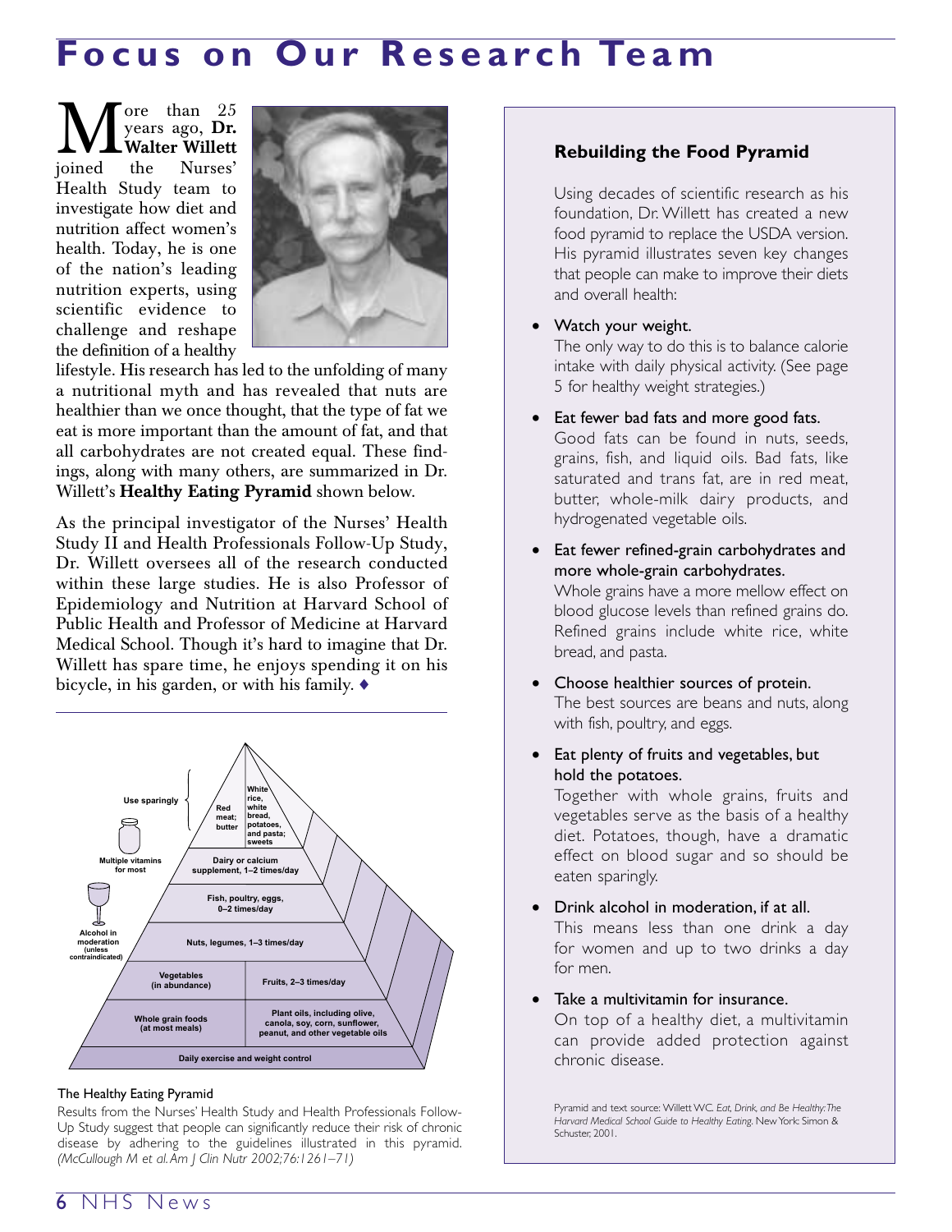# Focus on Our Research Team

More than 25 years ago, **Dr. Walter Willett** joined the Nurses' Health Study team to investigate how diet and nutrition affect women's health. Today, he is one of the nation's leading nutrition experts, using scientific evidence to challenge and reshape the definition of a healthy lifestyle. His research has led to the unfolding of many a nutritional myth and has revealed that nuts are healthier than we once thought, that the type of fat we eat is more important than the amount of fat, and that all carbohydrates are not created equal. These findings, along with many others, are summarized in Dr. Willett's **Healthy Eating Pyramid** shown below.

As the principal investigator of the Nurses' Health Study II and Health Professionals Follow-Up Study, Dr. Willett oversees all of the research conducted within these large studies. He is also Professor of Epidemiology and Nutrition at Harvard School of Public Health and Professor of Medicine at Harvard Medical School. Though it's hard to imagine that Dr. Willett has spare time, he enjoys spending it on his bicycle, in his garden, or with his family. ♦

Use sparingly: Red meat; butter | White rice, white bread, potatoes, and pasta; sweets

Multiple vitamins for most

Dairy or calcium supplement, 1–2 times/day

Fish, poultry, eggs, 0–2 times/day

Alcohol in moderation (unless contraindicated)

Nuts, legumes, 1–3 times/day

Vegetables (in abundance) | Fruits, 2–3 times/day

Whole grain foods (at most meals) | Plant oils, including olive, canola, soy, corn, sunflower, peanut, and other vegetable oils

Daily exercise and weight control

The Healthy Eating Pyramid

Results from the Nurses' Health Study and Health Professionals Follow-Up Study suggest that people can significantly reduce their risk of chronic disease by adhering to the guidelines illustrated in this pyramid. *(McCullough M et al. Am J Clin Nutr 2002;76:1261–71)*

## Rebuilding the Food Pyramid

Using decades of scientific research as his foundation, Dr. Willett has created a new food pyramid to replace the USDA version. His pyramid illustrates seven key changes that people can make to improve their diets and overall health:

- Watch your weight.
  The only way to do this is to balance calorie intake with daily physical activity. (See page 5 for healthy weight strategies.)
- Eat fewer bad fats and more good fats.
  Good fats can be found in nuts, seeds, grains, fish, and liquid oils. Bad fats, like saturated and trans fat, are in red meat, butter, whole-milk dairy products, and hydrogenated vegetable oils.
- Eat fewer refined-grain carbohydrates and more whole-grain carbohydrates.
  Whole grains have a more mellow effect on blood glucose levels than refined grains do. Refined grains include white rice, white bread, and pasta.
- Choose healthier sources of protein.
  The best sources are beans and nuts, along with fish, poultry, and eggs.
- Eat plenty of fruits and vegetables, but hold the potatoes.
  Together with whole grains, fruits and vegetables serve as the basis of a healthy diet. Potatoes, though, have a dramatic effect on blood sugar and so should be eaten sparingly.
- Drink alcohol in moderation, if at all.
  This means less than one drink a day for women and up to two drinks a day for men.
- Take a multivitamin for insurance.
  On top of a healthy diet, a multivitamin can provide added protection against chronic disease.

Pyramid and text source: Willett WC. *Eat, Drink, and Be Healthy: The Harvard Medical School Guide to Healthy Eating.* New York: Simon & Schuster, 2001.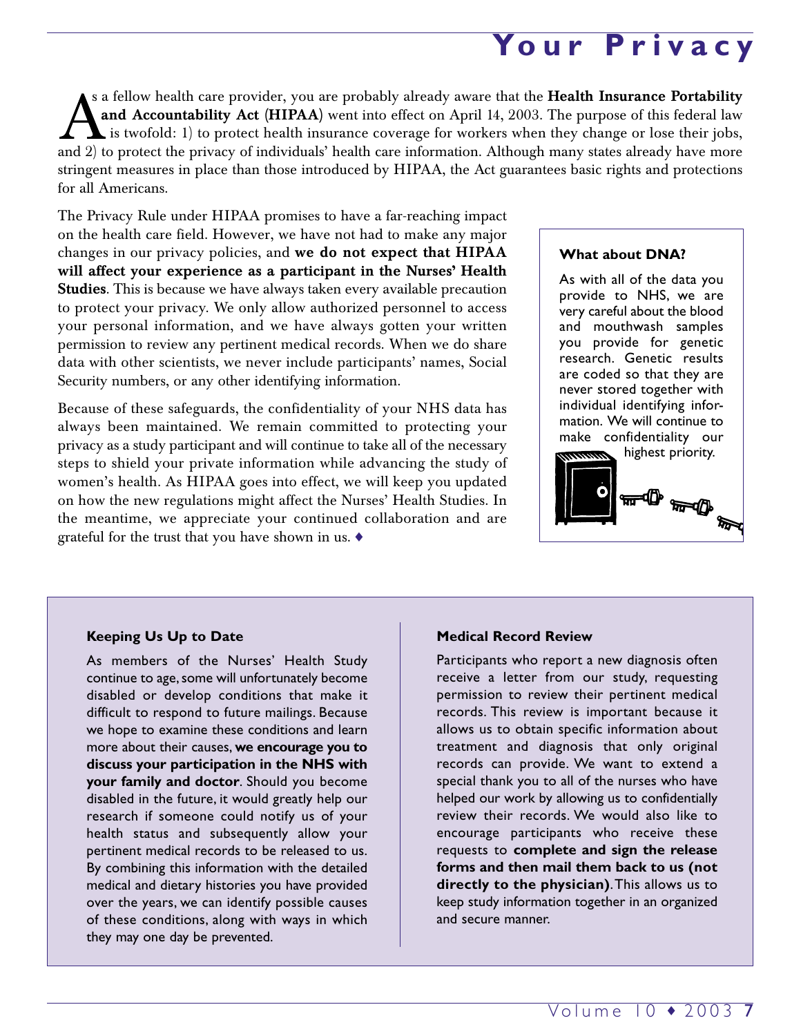# Your Privacy

As a fellow health care provider, you are probably already aware that the **Health Insurance Portability and Accountability Act (HIPAA)** went into effect on April 14, 2003. The purpose of this federal law is twofold: 1) to protect health insurance coverage for workers when they change or lose their jobs, and 2) to protect the privacy of individuals' health care information. Although many states already have more stringent measures in place than those introduced by HIPAA, the Act guarantees basic rights and protections for all Americans.

The Privacy Rule under HIPAA promises to have a far-reaching impact on the health care field. However, we have not had to make any major changes in our privacy policies, and **we do not expect that HIPAA will affect your experience as a participant in the Nurses' Health Studies**. This is because we have always taken every available precaution to protect your privacy. We only allow authorized personnel to access your personal information, and we have always gotten your written permission to review any pertinent medical records. When we do share data with other scientists, we never include participants' names, Social Security numbers, or any other identifying information.

Because of these safeguards, the confidentiality of your NHS data has always been maintained. We remain committed to protecting your privacy as a study participant and will continue to take all of the necessary steps to shield your private information while advancing the study of women's health. As HIPAA goes into effect, we will keep you updated on how the new regulations might affect the Nurses' Health Studies. In the meantime, we appreciate your continued collaboration and are grateful for the trust that you have shown in us. ♦

### What about DNA?

As with all of the data you provide to NHS, we are very careful about the blood and mouthwash samples you provide for genetic research. Genetic results are coded so that they are never stored together with individual identifying information. We will continue to make confidentiality our highest priority.

### Keeping Us Up to Date

As members of the Nurses' Health Study continue to age, some will unfortunately become disabled or develop conditions that make it difficult to respond to future mailings. Because we hope to examine these conditions and learn more about their causes, **we encourage you to discuss your participation in the NHS with your family and doctor**. Should you become disabled in the future, it would greatly help our research if someone could notify us of your health status and subsequently allow your pertinent medical records to be released to us. By combining this information with the detailed medical and dietary histories you have provided over the years, we can identify possible causes of these conditions, along with ways in which they may one day be prevented.

### Medical Record Review

Participants who report a new diagnosis often receive a letter from our study, requesting permission to review their pertinent medical records. This review is important because it allows us to obtain specific information about treatment and diagnosis that only original records can provide. We want to extend a special thank you to all of the nurses who have helped our work by allowing us to confidentially review their records. We would also like to encourage participants who receive these requests to **complete and sign the release forms and then mail them back to us (not directly to the physician)**. This allows us to keep study information together in an organized and secure manner.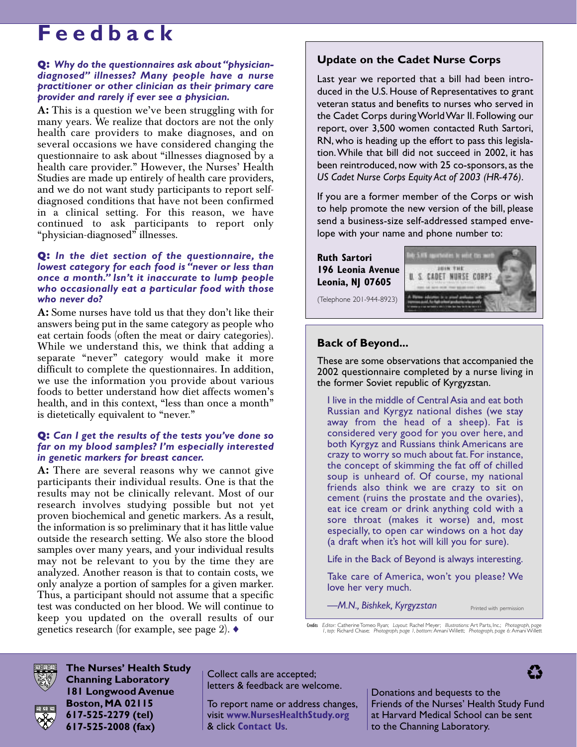# Feedback

**Q:** ***Why do the questionnaires ask about "physician-diagnosed" illnesses? Many people have a nurse practitioner or other clinician as their primary care provider and rarely if ever see a physician.***

**A:** This is a question we've been struggling with for many years. We realize that doctors are not the only health care providers to make diagnoses, and on several occasions we have considered changing the questionnaire to ask about "illnesses diagnosed by a health care provider." However, the Nurses' Health Studies are made up entirely of health care providers, and we do not want study participants to report self-diagnosed conditions that have not been confirmed in a clinical setting. For this reason, we have continued to ask participants to report only "physician-diagnosed" illnesses.

**Q:** ***In the diet section of the questionnaire, the lowest category for each food is "never or less than once a month." Isn't it inaccurate to lump people who occasionally eat a particular food with those who never do?***

**A:** Some nurses have told us that they don't like their answers being put in the same category as people who eat certain foods (often the meat or dairy categories). While we understand this, we think that adding a separate "never" category would make it more difficult to complete the questionnaires. In addition, we use the information you provide about various foods to better understand how diet affects women's health, and in this context, "less than once a month" is dietetically equivalent to "never."

**Q:** ***Can I get the results of the tests you've done so far on my blood samples? I'm especially interested in genetic markers for breast cancer.***

**A:** There are several reasons why we cannot give participants their individual results. One is that the results may not be clinically relevant. Most of our research involves studying possible but not yet proven biochemical and genetic markers. As a result, the information is so preliminary that it has little value outside the research setting. We also store the blood samples over many years, and your individual results may not be relevant to you by the time they are analyzed. Another reason is that to contain costs, we only analyze a portion of samples for a given marker. Thus, a participant should not assume that a specific test was conducted on her blood. We will continue to keep you updated on the overall results of our genetics research (for example, see page 2). ♦

## Update on the Cadet Nurse Corps

Last year we reported that a bill had been introduced in the U.S. House of Representatives to grant veteran status and benefits to nurses who served in the Cadet Corps during World War II. Following our report, over 3,500 women contacted Ruth Sartori, RN, who is heading up the effort to pass this legislation. While that bill did not succeed in 2002, it has been reintroduced, now with 25 co-sponsors, as the *US Cadet Nurse Corps Equity Act of 2003 (HR-476)*.

If you are a former member of the Corps or wish to help promote the new version of the bill, please send a business-size self-addressed stamped envelope with your name and phone number to:

**Ruth Sartori**
**196 Leonia Avenue**
**Leonia, NJ 07605**

(Telephone 201-944-8923)

## Back of Beyond...

These are some observations that accompanied the 2002 questionnaire completed by a nurse living in the former Soviet republic of Kyrgyzstan.

> I live in the middle of Central Asia and eat both Russian and Kyrgyz national dishes (we stay away from the head of a sheep). Fat is considered very good for you over here, and both Kyrgyz and Russians think Americans are crazy to worry so much about fat. For instance, the concept of skimming the fat off of chilled soup is unheard of. Of course, my national friends also think we are crazy to sit on cement (ruins the prostate and the ovaries), eat ice cream or drink anything cold with a sore throat (makes it worse) and, most especially, to open car windows on a hot day (a draft when it's hot will kill you for sure).
>
> Life in the Back of Beyond is always interesting.
>
> Take care of America, won't you please? We love her very much.
>
> *—M.N., Bishkek, Kyrgyzstan*

Printed with permission

Credits *Editor:* Catherine Tomeo Ryan; *Layout:* Rachel Meyer; *Illustrations:* Art Parts, Inc.; *Photograph, page 1, top:* Richard Chase; *Photograph, page 1, bottom:* Amani Willett; *Photograph, page 6:* Amani Willett

**The Nurses' Health Study**
**Channing Laboratory**
**181 Longwood Avenue**
**Boston, MA 02115**
**617-525-2279 (tel)**
**617-525-2008 (fax)**

Collect calls are accepted; letters & feedback are welcome.

To report name or address changes, visit **www.NursesHealthStudy.org** & click **Contact Us**.

Donations and bequests to the Friends of the Nurses' Health Study Fund at Harvard Medical School can be sent to the Channing Laboratory.